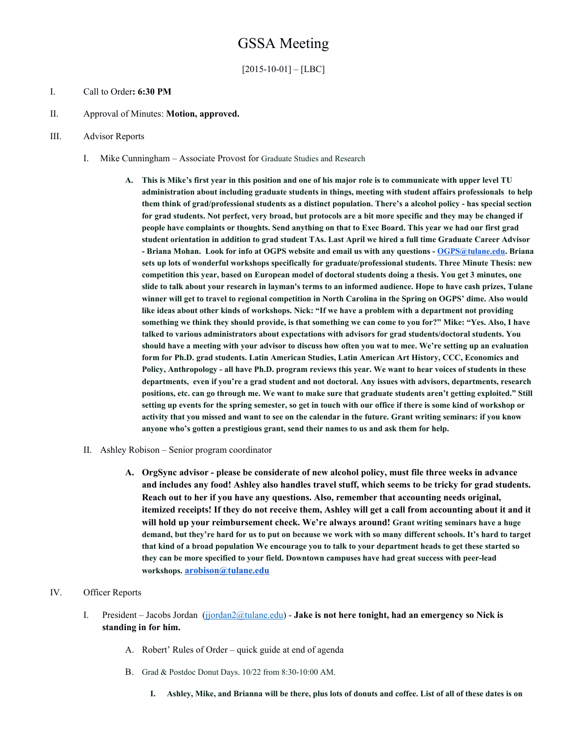# GSSA Meeting

[2015-10-01] – [LBC]

I. Call to Order**: 6:30 PM**

II. Approval of Minutes: **Motion, approved.**

III. Advisor Reports

  I. Mike Cunningham – Associate Provost for Graduate Studies and Research

    A. **This is Mike's first year in this position and one of his major role is to communicate with upper level TU administration about including graduate students in things, meeting with student affairs professionals to help them think of grad/professional students as a distinct population. There's a alcohol policy - has special section for grad students. Not perfect, very broad, but protocols are a bit more specific and they may be changed if people have complaints or thoughts. Send anything on that to Exec Board. This year we had our first grad student orientation in addition to grad student TAs. Last April we hired a full time Graduate Career Advisor - Briana Mohan. Look for info at OGPS website and email us with any questions - [OGPS@tulane.edu](mailto:OGPS@tulane.edu). Briana sets up lots of wonderful workshops specifically for graduate/professional students. Three Minute Thesis: new competition this year, based on European model of doctoral students doing a thesis. You get 3 minutes, one slide to talk about your research in layman's terms to an informed audience. Hope to have cash prizes, Tulane winner will get to travel to regional competition in North Carolina in the Spring on OGPS' dime. Also would like ideas about other kinds of workshops. Nick: "If we have a problem with a department not providing something we think they should provide, is that something we can come to you for?" Mike: "Yes. Also, I have talked to various administrators about expectations with advisors for grad students/doctoral students. You should have a meeting with your advisor to discuss how often you wat to mee. We're setting up an evaluation form for Ph.D. grad students. Latin American Studies, Latin American Art History, CCC, Economics and Policy, Anthropology - all have Ph.D. program reviews this year. We want to hear voices of students in these departments, even if you're a grad student and not doctoral. Any issues with advisors, departments, research positions, etc. can go through me. We want to make sure that graduate students aren't getting exploited." Still setting up events for the spring semester, so get in touch with our office if there is some kind of workshop or activity that you missed and want to see on the calendar in the future. Grant writing seminars: if you know anyone who's gotten a prestigious grant, send their names to us and ask them for help.**

  II. Ashley Robison – Senior program coordinator

    A. **OrgSync advisor - please be considerate of new alcohol policy, must file three weeks in advance and includes any food! Ashley also handles travel stuff, which seems to be tricky for grad students. Reach out to her if you have any questions. Also, remember that accounting needs original, itemized receipts! If they do not receive them, Ashley will get a call from accounting about it and it will hold up your reimbursement check. We're always around! Grant writing seminars have a huge demand, but they're hard for us to put on because we work with so many different schools. It's hard to target that kind of a broad population We encourage you to talk to your department heads to get these started so they can be more specified to your field. Downtown campuses have had great success with peer-lead workshops. [arobison@tulane.edu](mailto:arobison@tulane.edu)**

IV. Officer Reports

  I. President – Jacobs Jordan ([jjordan2@tulane.edu](mailto:jjordan2@tulane.edu)) - **Jake is not here tonight, had an emergency so Nick is standing in for him.**

    A. Robert' Rules of Order – quick guide at end of agenda

    B. Grad & Postdoc Donut Days. 10/22 from 8:30-10:00 AM.

      I. **Ashley, Mike, and Brianna will be there, plus lots of donuts and coffee. List of all of these dates is on**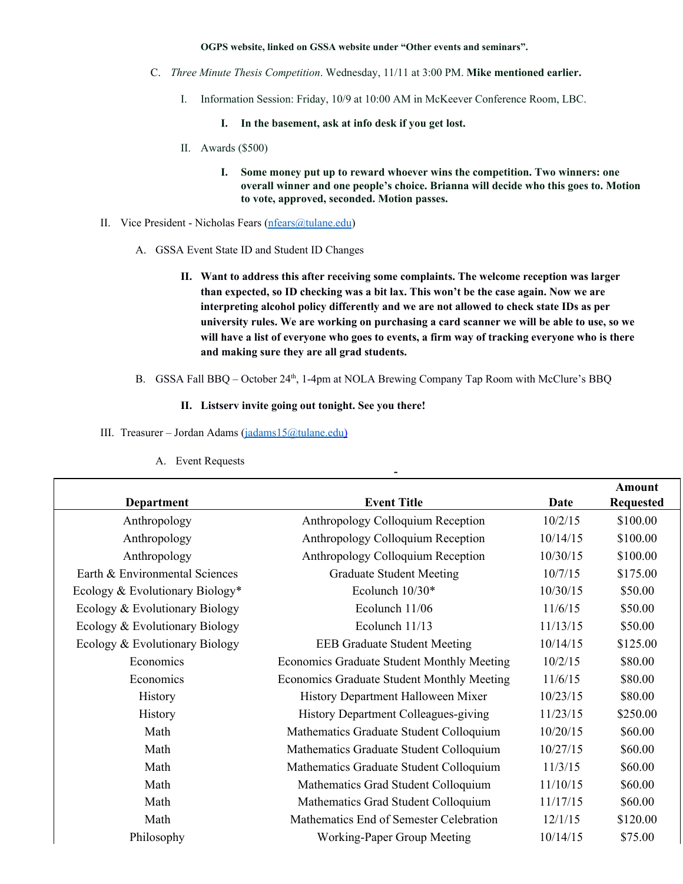**OGPS website, linked on GSSA website under "Other events and seminars".**

C. *Three Minute Thesis Competition*. Wednesday, 11/11 at 3:00 PM. **Mike mentioned earlier.**

  I. Information Session: Friday, 10/9 at 10:00 AM in McKeever Conference Room, LBC.

    I. **In the basement, ask at info desk if you get lost.**

  II. Awards ($500)

    I. **Some money put up to reward whoever wins the competition. Two winners: one overall winner and one people's choice. Brianna will decide who this goes to. Motion to vote, approved, seconded. Motion passes.**

II. Vice President - Nicholas Fears (nfears@tulane.edu)

  A. GSSA Event State ID and Student ID Changes

    II. **Want to address this after receiving some complaints. The welcome reception was larger than expected, so ID checking was a bit lax. This won't be the case again. Now we are interpreting alcohol policy differently and we are not allowed to check state IDs as per university rules. We are working on purchasing a card scanner we will be able to use, so we will have a list of everyone who goes to events, a firm way of tracking everyone who is there and making sure they are all grad students.**

  B. GSSA Fall BBQ – October 24th, 1-4pm at NOLA Brewing Company Tap Room with McClure's BBQ

    II. **Listserv invite going out tonight. See you there!**

III. Treasurer – Jordan Adams (jadams15@tulane.edu)

  A. Event Requests

| Department | Event Title | Date | Amount Requested |
|---|---|---|---|
| Anthropology | Anthropology Colloquium Reception | 10/2/15 | $100.00 |
| Anthropology | Anthropology Colloquium Reception | 10/14/15 | $100.00 |
| Anthropology | Anthropology Colloquium Reception | 10/30/15 | $100.00 |
| Earth & Environmental Sciences | Graduate Student Meeting | 10/7/15 | $175.00 |
| Ecology & Evolutionary Biology* | Ecolunch 10/30* | 10/30/15 | $50.00 |
| Ecology & Evolutionary Biology | Ecolunch 11/06 | 11/6/15 | $50.00 |
| Ecology & Evolutionary Biology | Ecolunch 11/13 | 11/13/15 | $50.00 |
| Ecology & Evolutionary Biology | EEB Graduate Student Meeting | 10/14/15 | $125.00 |
| Economics | Economics Graduate Student Monthly Meeting | 10/2/15 | $80.00 |
| Economics | Economics Graduate Student Monthly Meeting | 11/6/15 | $80.00 |
| History | History Department Halloween Mixer | 10/23/15 | $80.00 |
| History | History Department Colleagues-giving | 11/23/15 | $250.00 |
| Math | Mathematics Graduate Student Colloquium | 10/20/15 | $60.00 |
| Math | Mathematics Graduate Student Colloquium | 10/27/15 | $60.00 |
| Math | Mathematics Graduate Student Colloquium | 11/3/15 | $60.00 |
| Math | Mathematics Grad Student Colloquium | 11/10/15 | $60.00 |
| Math | Mathematics Grad Student Colloquium | 11/17/15 | $60.00 |
| Math | Mathematics End of Semester Celebration | 12/1/15 | $120.00 |
| Philosophy | Working-Paper Group Meeting | 10/14/15 | $75.00 |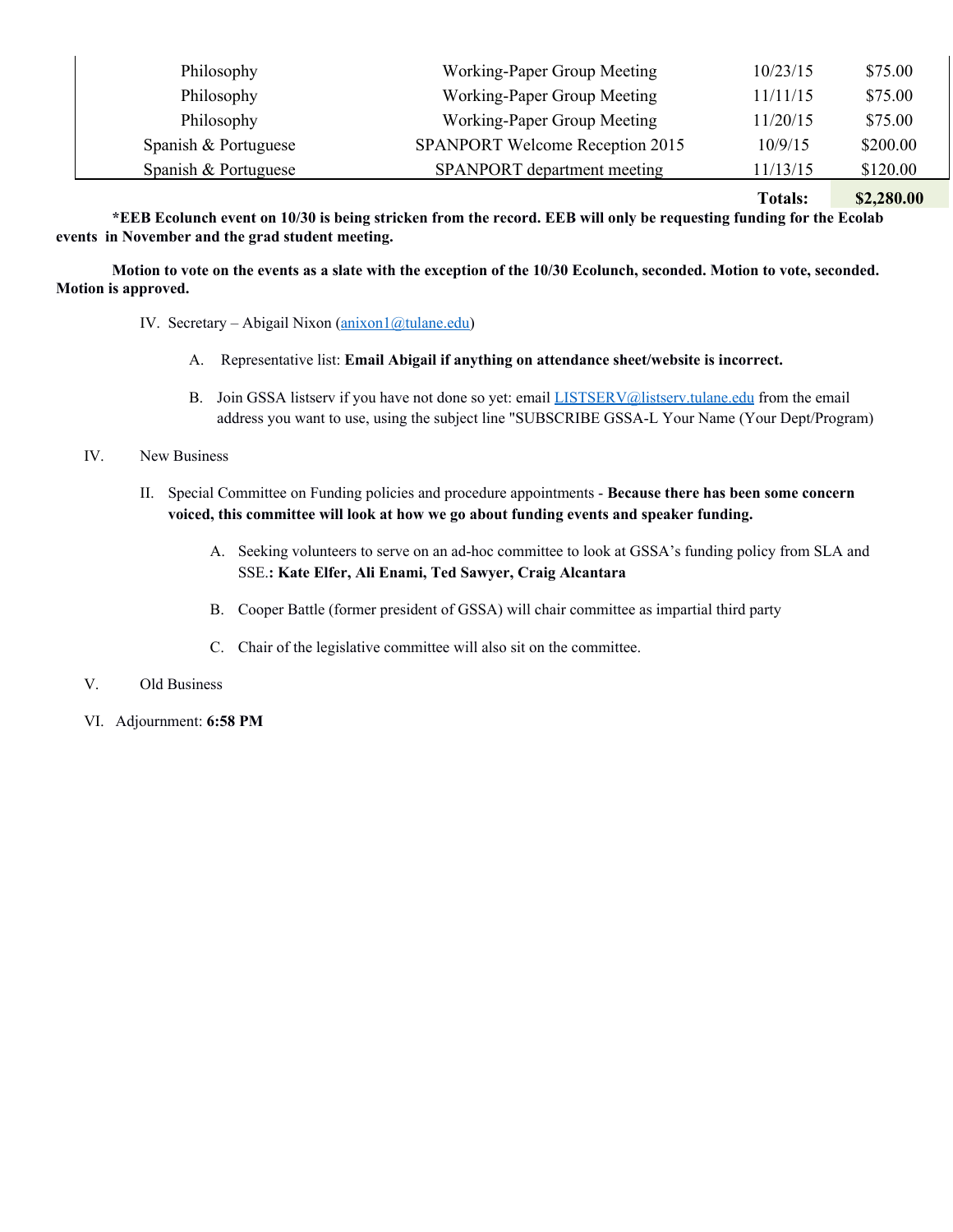| | | | |
|---|---|---|---|
| Philosophy | Working-Paper Group Meeting | 10/23/15 | $75.00 |
| Philosophy | Working-Paper Group Meeting | 11/11/15 | $75.00 |
| Philosophy | Working-Paper Group Meeting | 11/20/15 | $75.00 |
| Spanish & Portuguese | SPANPORT Welcome Reception 2015 | 10/9/15 | $200.00 |
| Spanish & Portuguese | SPANPORT department meeting | 11/13/15 | $120.00 |
| | | **Totals:** | **$2,280.00** |

**\*EEB Ecolunch event on 10/30 is being stricken from the record. EEB will only be requesting funding for the Ecolab events in November and the grad student meeting.**

**Motion to vote on the events as a slate with the exception of the 10/30 Ecolunch, seconded. Motion to vote, seconded. Motion is approved.**

IV. Secretary – Abigail Nixon (anixon1@tulane.edu)

A. Representative list: **Email Abigail if anything on attendance sheet/website is incorrect.**

B. Join GSSA listserv if you have not done so yet: email LISTSERV@listserv.tulane.edu from the email address you want to use, using the subject line "SUBSCRIBE GSSA-L Your Name (Your Dept/Program)

IV. New Business

II. Special Committee on Funding policies and procedure appointments - **Because there has been some concern voiced, this committee will look at how we go about funding events and speaker funding.**

A. Seeking volunteers to serve on an ad-hoc committee to look at GSSA's funding policy from SLA and SSE.**: Kate Elfer, Ali Enami, Ted Sawyer, Craig Alcantara**

B. Cooper Battle (former president of GSSA) will chair committee as impartial third party

C. Chair of the legislative committee will also sit on the committee.

V. Old Business

VI. Adjournment: **6:58 PM**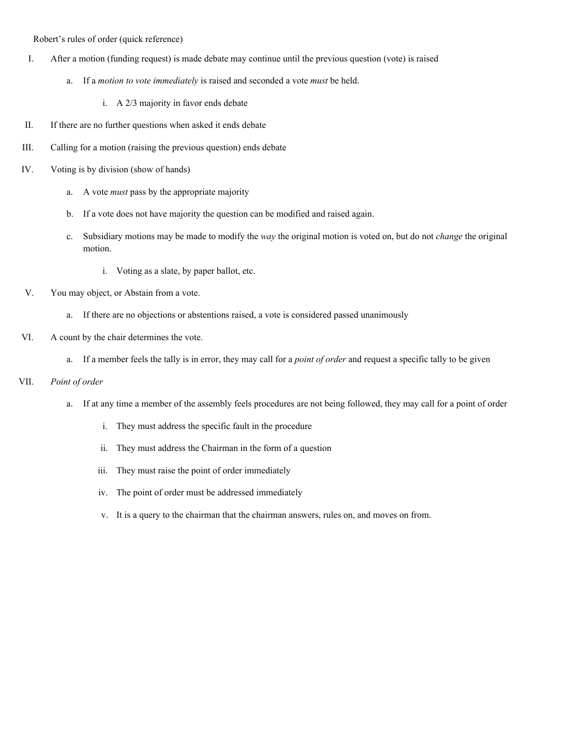Robert's rules of order (quick reference)

I. After a motion (funding request) is made debate may continue until the previous question (vote) is raised
   a. If a *motion to vote immediately* is raised and seconded a vote *must* be held.
      i. A 2/3 majority in favor ends debate
II. If there are no further questions when asked it ends debate
III. Calling for a motion (raising the previous question) ends debate
IV. Voting is by division (show of hands)
   a. A vote *must* pass by the appropriate majority
   b. If a vote does not have majority the question can be modified and raised again.
   c. Subsidiary motions may be made to modify the *way* the original motion is voted on, but do not *change* the original motion.
      i. Voting as a slate, by paper ballot, etc.
V. You may object, or Abstain from a vote.
   a. If there are no objections or abstentions raised, a vote is considered passed unanimously
VI. A count by the chair determines the vote.
   a. If a member feels the tally is in error, they may call for a *point of order* and request a specific tally to be given
VII. *Point of order*
   a. If at any time a member of the assembly feels procedures are not being followed, they may call for a point of order
      i. They must address the specific fault in the procedure
      ii. They must address the Chairman in the form of a question
      iii. They must raise the point of order immediately
      iv. The point of order must be addressed immediately
      v. It is a query to the chairman that the chairman answers, rules on, and moves on from.